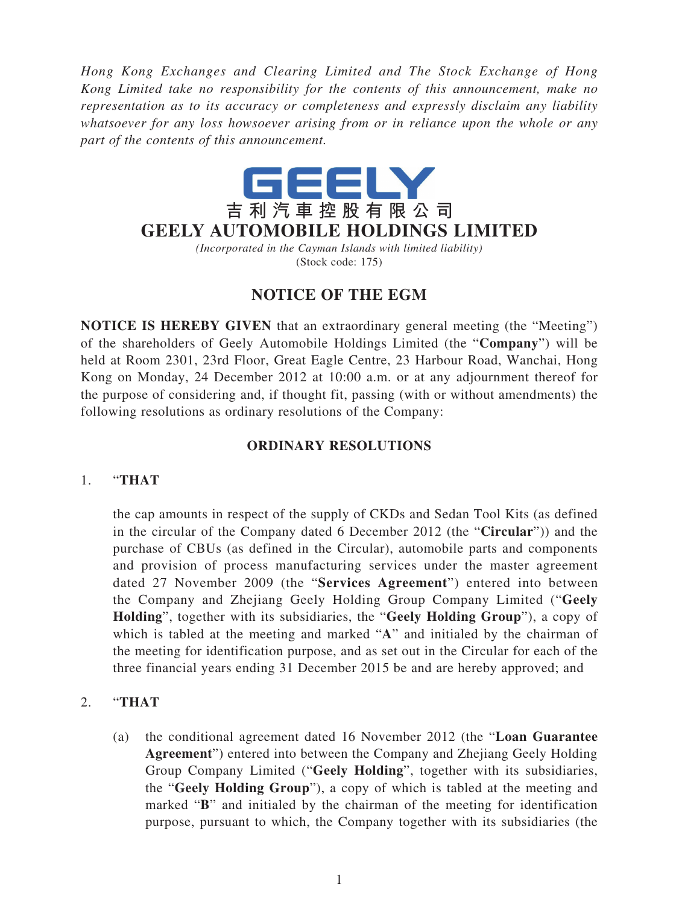*Hong Kong Exchanges and Clearing Limited and The Stock Exchange of Hong Kong Limited take no responsibility for the contents of this announcement, make no representation as to its accuracy or completeness and expressly disclaim any liability whatsoever for any loss howsoever arising from or in reliance upon the whole or any part of the contents of this announcement.*

**GEELY**

**吉利汽車控股有限公司**

# GEELY AUTOMOBILE HOLDINGS LIMITED

*(Incorporated in the Cayman Islands with limited liability)*
(Stock code: 175)

## NOTICE OF THE EGM

**NOTICE IS HEREBY GIVEN** that an extraordinary general meeting (the "Meeting") of the shareholders of Geely Automobile Holdings Limited (the "**Company**") will be held at Room 2301, 23rd Floor, Great Eagle Centre, 23 Harbour Road, Wanchai, Hong Kong on Monday, 24 December 2012 at 10:00 a.m. or at any adjournment thereof for the purpose of considering and, if thought fit, passing (with or without amendments) the following resolutions as ordinary resolutions of the Company:

### ORDINARY RESOLUTIONS

1. "**THAT**

   the cap amounts in respect of the supply of CKDs and Sedan Tool Kits (as defined in the circular of the Company dated 6 December 2012 (the "**Circular**")) and the purchase of CBUs (as defined in the Circular), automobile parts and components and provision of process manufacturing services under the master agreement dated 27 November 2009 (the "**Services Agreement**") entered into between the Company and Zhejiang Geely Holding Group Company Limited ("**Geely Holding**", together with its subsidiaries, the "**Geely Holding Group**"), a copy of which is tabled at the meeting and marked "**A**" and initialed by the chairman of the meeting for identification purpose, and as set out in the Circular for each of the three financial years ending 31 December 2015 be and are hereby approved; and

2. "**THAT**

   (a) the conditional agreement dated 16 November 2012 (the "**Loan Guarantee Agreement**") entered into between the Company and Zhejiang Geely Holding Group Company Limited ("**Geely Holding**", together with its subsidiaries, the "**Geely Holding Group**"), a copy of which is tabled at the meeting and marked "**B**" and initialed by the chairman of the meeting for identification purpose, pursuant to which, the Company together with its subsidiaries (the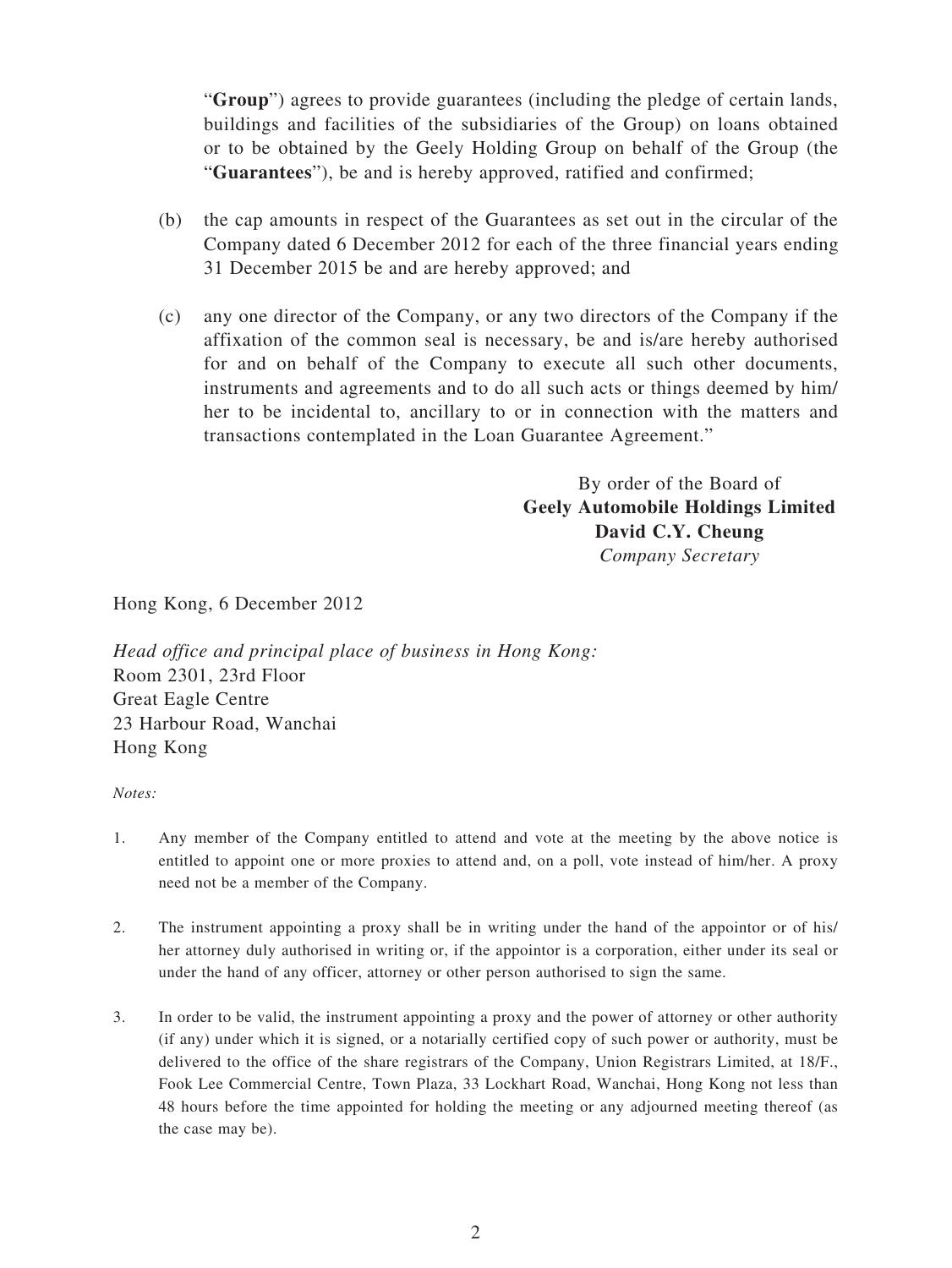"**Group**") agrees to provide guarantees (including the pledge of certain lands, buildings and facilities of the subsidiaries of the Group) on loans obtained or to be obtained by the Geely Holding Group on behalf of the Group (the "**Guarantees**"), be and is hereby approved, ratified and confirmed;

(b) the cap amounts in respect of the Guarantees as set out in the circular of the Company dated 6 December 2012 for each of the three financial years ending 31 December 2015 be and are hereby approved; and

(c) any one director of the Company, or any two directors of the Company if the affixation of the common seal is necessary, be and is/are hereby authorised for and on behalf of the Company to execute all such other documents, instruments and agreements and to do all such acts or things deemed by him/her to be incidental to, ancillary to or in connection with the matters and transactions contemplated in the Loan Guarantee Agreement."

By order of the Board of
**Geely Automobile Holdings Limited**
**David C.Y. Cheung**
*Company Secretary*

Hong Kong, 6 December 2012

*Head office and principal place of business in Hong Kong:*
Room 2301, 23rd Floor
Great Eagle Centre
23 Harbour Road, Wanchai
Hong Kong

*Notes:*

1. Any member of the Company entitled to attend and vote at the meeting by the above notice is entitled to appoint one or more proxies to attend and, on a poll, vote instead of him/her. A proxy need not be a member of the Company.

2. The instrument appointing a proxy shall be in writing under the hand of the appointor or of his/her attorney duly authorised in writing or, if the appointor is a corporation, either under its seal or under the hand of any officer, attorney or other person authorised to sign the same.

3. In order to be valid, the instrument appointing a proxy and the power of attorney or other authority (if any) under which it is signed, or a notarially certified copy of such power or authority, must be delivered to the office of the share registrars of the Company, Union Registrars Limited, at 18/F., Fook Lee Commercial Centre, Town Plaza, 33 Lockhart Road, Wanchai, Hong Kong not less than 48 hours before the time appointed for holding the meeting or any adjourned meeting thereof (as the case may be).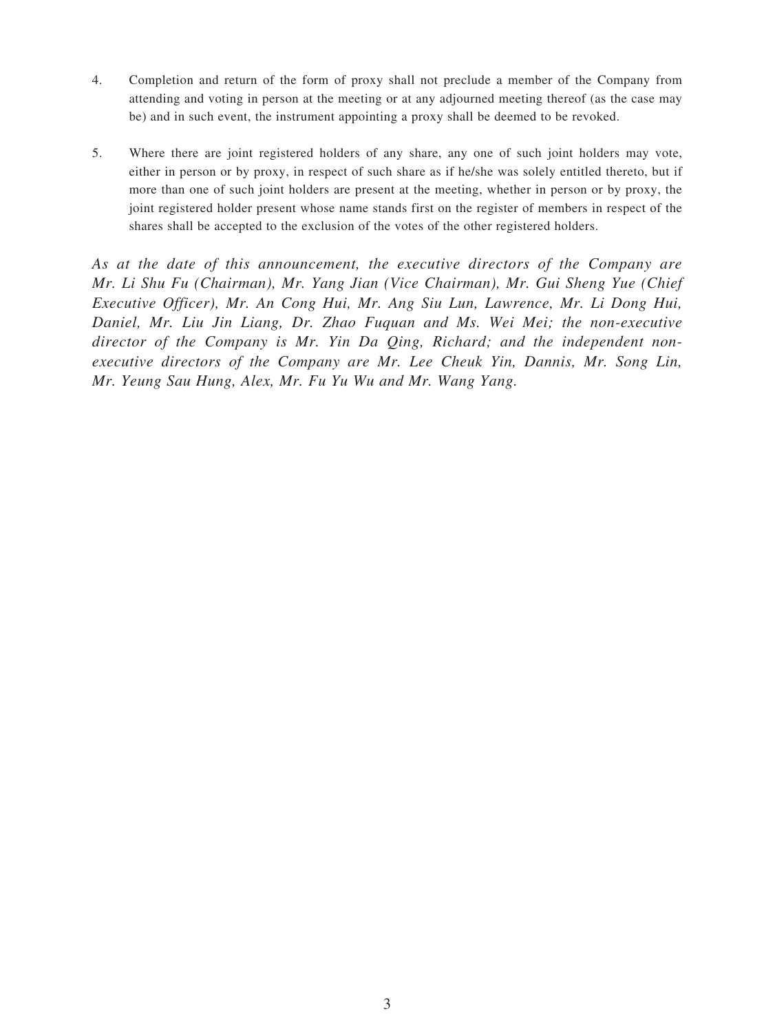4. Completion and return of the form of proxy shall not preclude a member of the Company from attending and voting in person at the meeting or at any adjourned meeting thereof (as the case may be) and in such event, the instrument appointing a proxy shall be deemed to be revoked.

5. Where there are joint registered holders of any share, any one of such joint holders may vote, either in person or by proxy, in respect of such share as if he/she was solely entitled thereto, but if more than one of such joint holders are present at the meeting, whether in person or by proxy, the joint registered holder present whose name stands first on the register of members in respect of the shares shall be accepted to the exclusion of the votes of the other registered holders.

*As at the date of this announcement, the executive directors of the Company are Mr. Li Shu Fu (Chairman), Mr. Yang Jian (Vice Chairman), Mr. Gui Sheng Yue (Chief Executive Officer), Mr. An Cong Hui, Mr. Ang Siu Lun, Lawrence, Mr. Li Dong Hui, Daniel, Mr. Liu Jin Liang, Dr. Zhao Fuquan and Ms. Wei Mei; the non-executive director of the Company is Mr. Yin Da Qing, Richard; and the independent non-executive directors of the Company are Mr. Lee Cheuk Yin, Dannis, Mr. Song Lin, Mr. Yeung Sau Hung, Alex, Mr. Fu Yu Wu and Mr. Wang Yang.*